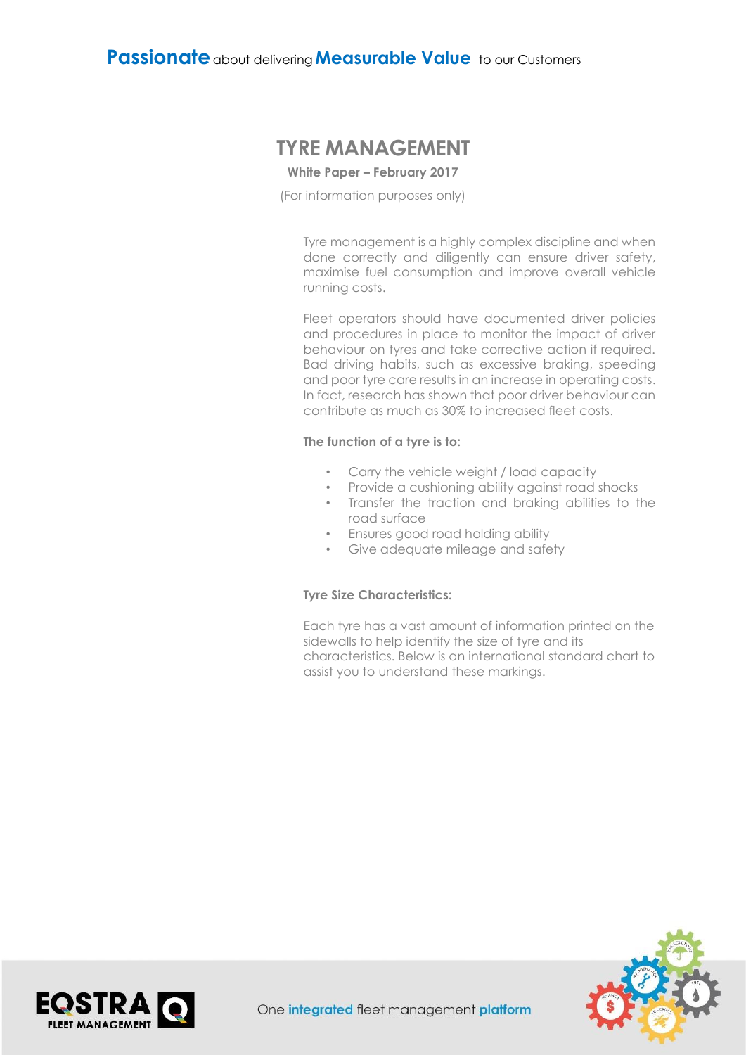# TYRE MANAGEMENT

**White Paper – February 2017**

(For information purposes only)

Tyre management is a highly complex discipline and when done correctly and diligently can ensure driver safety, maximise fuel consumption and improve overall vehicle running costs.

Fleet operators should have documented driver policies and procedures in place to monitor the impact of driver behaviour on tyres and take corrective action if required. Bad driving habits, such as excessive braking, speeding and poor tyre care results in an increase in operating costs. In fact, research has shown that poor driver behaviour can contribute as much as 30% to increased fleet costs.

**The function of a tyre is to:**

- Carry the vehicle weight / load capacity
- Provide a cushioning ability against road shocks
- Transfer the traction and braking abilities to the road surface
- Ensures good road holding ability
- Give adequate mileage and safety

**Tyre Size Characteristics:**

Each tyre has a vast amount of information printed on the sidewalls to help identify the size of tyre and its characteristics. Below is an international standard chart to assist you to understand these markings.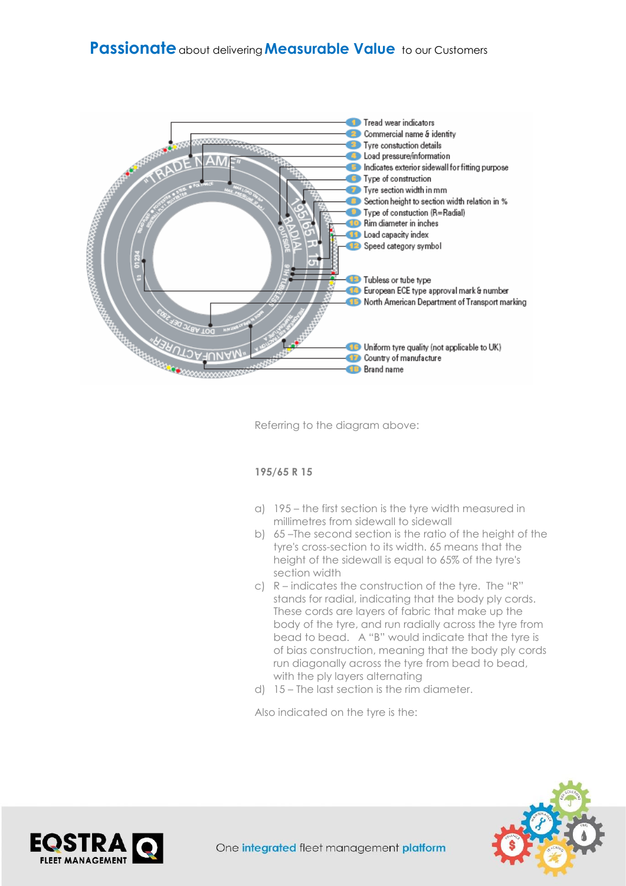**Passionate** about delivering **Measurable Value** to our Customers

1. Tread wear indicators
2. Commercial name & identity
3. Tyre constuction details
4. Load pressure/information
5. Indicates exterior sidewall for fitting purpose
6. Type of construction
7. Tyre section width in mm
8. Section height to section width relation in %
9. Type of constuction (R=Radial)
10. Rim diameter in inches
11. Load capacity index
12. Speed category symbol
13. Tubless or tube type
14. European ECE type approval mark & number
15. North American Department of Transport marking
16. Uniform tyre quality (not applicable to UK)
17. Country of manufacture
18. Brand name

Referring to the diagram above:

**195/65 R 15**

a) 195 – the first section is the tyre width measured in millimetres from sidewall to sidewall
b) 65 –The second section is the ratio of the height of the tyre's cross-section to its width. 65 means that the height of the sidewall is equal to 65% of the tyre's section width
c) R – indicates the construction of the tyre. The "R" stands for radial, indicating that the body ply cords. These cords are layers of fabric that make up the body of the tyre, and run radially across the tyre from bead to bead. A "B" would indicate that the tyre is of bias construction, meaning that the body ply cords run diagonally across the tyre from bead to bead, with the ply layers alternating
d) 15 – The last section is the rim diameter.

Also indicated on the tyre is the: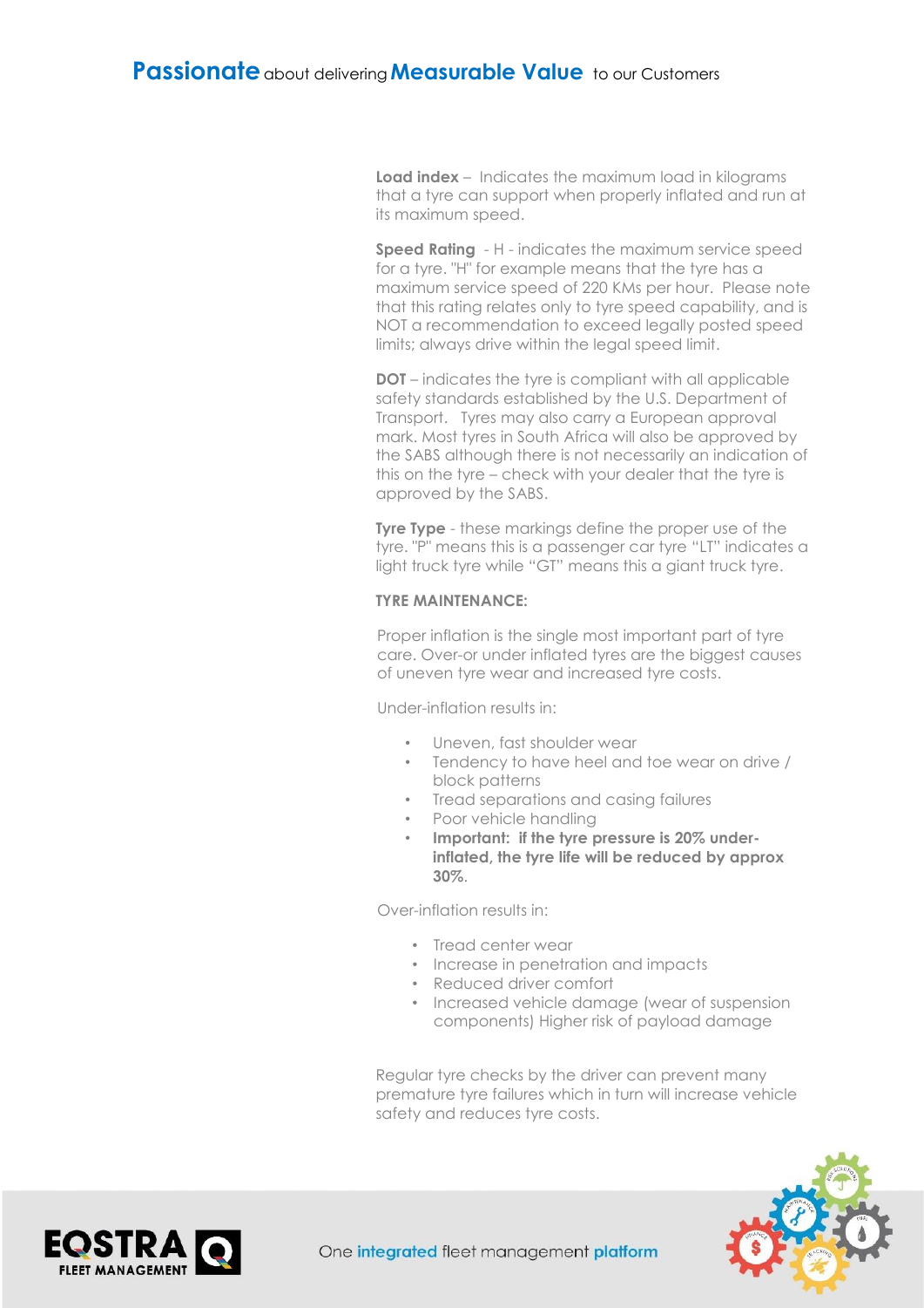**Load index** – Indicates the maximum load in kilograms that a tyre can support when properly inflated and run at its maximum speed.

**Speed Rating** - H - indicates the maximum service speed for a tyre. "H" for example means that the tyre has a maximum service speed of 220 KMs per hour. Please note that this rating relates only to tyre speed capability, and is NOT a recommendation to exceed legally posted speed limits; always drive within the legal speed limit.

**DOT** – indicates the tyre is compliant with all applicable safety standards established by the U.S. Department of Transport. Tyres may also carry a European approval mark. Most tyres in South Africa will also be approved by the SABS although there is not necessarily an indication of this on the tyre – check with your dealer that the tyre is approved by the SABS.

**Tyre Type** - these markings define the proper use of the tyre. "P" means this is a passenger car tyre "LT" indicates a light truck tyre while "GT" means this a giant truck tyre.

**TYRE MAINTENANCE:**

Proper inflation is the single most important part of tyre care. Over-or under inflated tyres are the biggest causes of uneven tyre wear and increased tyre costs.

Under-inflation results in:

- Uneven, fast shoulder wear
- Tendency to have heel and toe wear on drive / block patterns
- Tread separations and casing failures
- Poor vehicle handling
- **Important: if the tyre pressure is 20% under-inflated, the tyre life will be reduced by approx 30%**.

Over-inflation results in:

- Tread center wear
- Increase in penetration and impacts
- Reduced driver comfort
- Increased vehicle damage (wear of suspension components) Higher risk of payload damage

Regular tyre checks by the driver can prevent many premature tyre failures which in turn will increase vehicle safety and reduces tyre costs.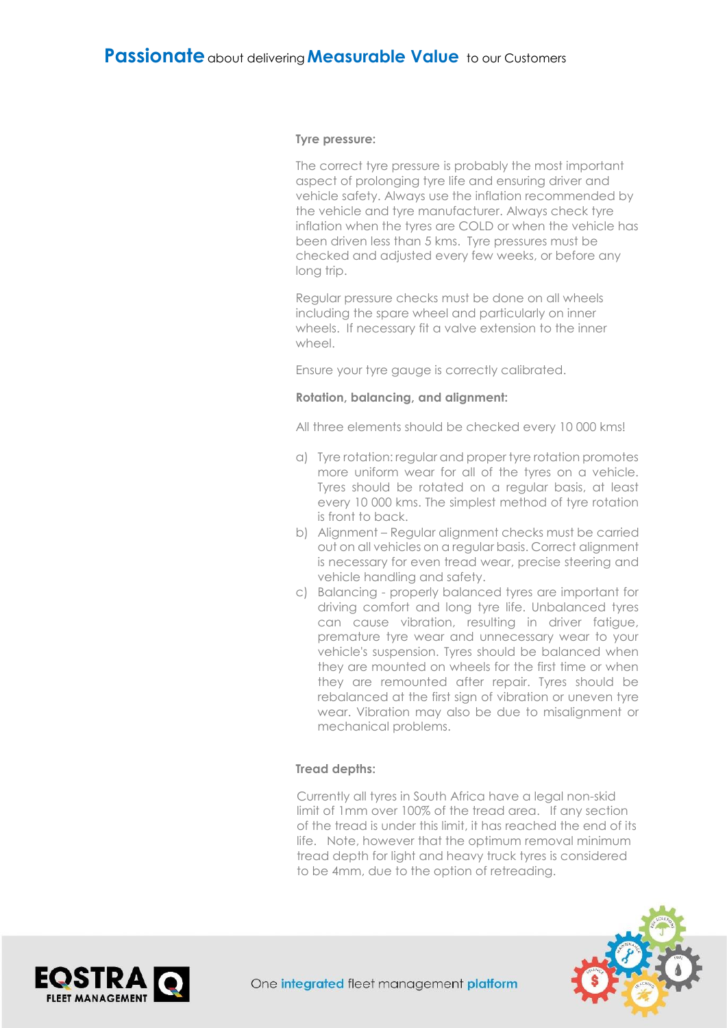**Tyre pressure:**

The correct tyre pressure is probably the most important aspect of prolonging tyre life and ensuring driver and vehicle safety. Always use the inflation recommended by the vehicle and tyre manufacturer. Always check tyre inflation when the tyres are COLD or when the vehicle has been driven less than 5 kms. Tyre pressures must be checked and adjusted every few weeks, or before any long trip.

Regular pressure checks must be done on all wheels including the spare wheel and particularly on inner wheels. If necessary fit a valve extension to the inner wheel.

Ensure your tyre gauge is correctly calibrated.

**Rotation, balancing, and alignment:**

All three elements should be checked every 10 000 kms!

a) Tyre rotation: regular and proper tyre rotation promotes more uniform wear for all of the tyres on a vehicle. Tyres should be rotated on a regular basis, at least every 10 000 kms. The simplest method of tyre rotation is front to back.
b) Alignment – Regular alignment checks must be carried out on all vehicles on a regular basis. Correct alignment is necessary for even tread wear, precise steering and vehicle handling and safety.
c) Balancing - properly balanced tyres are important for driving comfort and long tyre life. Unbalanced tyres can cause vibration, resulting in driver fatigue, premature tyre wear and unnecessary wear to your vehicle's suspension. Tyres should be balanced when they are mounted on wheels for the first time or when they are remounted after repair. Tyres should be rebalanced at the first sign of vibration or uneven tyre wear. Vibration may also be due to misalignment or mechanical problems.

**Tread depths:**

Currently all tyres in South Africa have a legal non-skid limit of 1mm over 100% of the tread area. If any section of the tread is under this limit, it has reached the end of its life. Note, however that the optimum removal minimum tread depth for light and heavy truck tyres is considered to be 4mm, due to the option of retreading.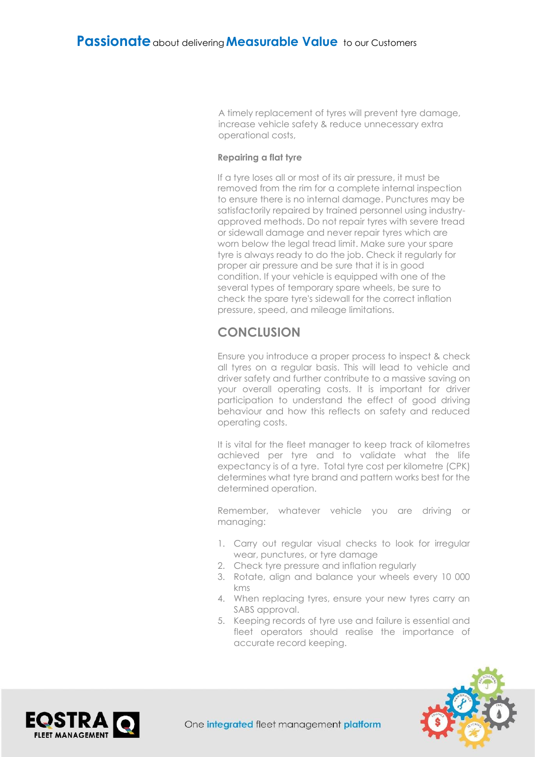A timely replacement of tyres will prevent tyre damage, increase vehicle safety & reduce unnecessary extra operational costs,

**Repairing a flat tyre**

If a tyre loses all or most of its air pressure, it must be removed from the rim for a complete internal inspection to ensure there is no internal damage. Punctures may be satisfactorily repaired by trained personnel using industry-approved methods. Do not repair tyres with severe tread or sidewall damage and never repair tyres which are worn below the legal tread limit. Make sure your spare tyre is always ready to do the job. Check it regularly for proper air pressure and be sure that it is in good condition. If your vehicle is equipped with one of the several types of temporary spare wheels, be sure to check the spare tyre's sidewall for the correct inflation pressure, speed, and mileage limitations.

## CONCLUSION

Ensure you introduce a proper process to inspect & check all tyres on a regular basis. This will lead to vehicle and driver safety and further contribute to a massive saving on your overall operating costs. It is important for driver participation to understand the effect of good driving behaviour and how this reflects on safety and reduced operating costs.

It is vital for the fleet manager to keep track of kilometres achieved per tyre and to validate what the life expectancy is of a tyre. Total tyre cost per kilometre (CPK) determines what tyre brand and pattern works best for the determined operation.

Remember, whatever vehicle you are driving or managing:

1. Carry out regular visual checks to look for irregular wear, punctures, or tyre damage
2. Check tyre pressure and inflation regularly
3. Rotate, align and balance your wheels every 10 000 kms
4. When replacing tyres, ensure your new tyres carry an SABS approval.
5. Keeping records of tyre use and failure is essential and fleet operators should realise the importance of accurate record keeping.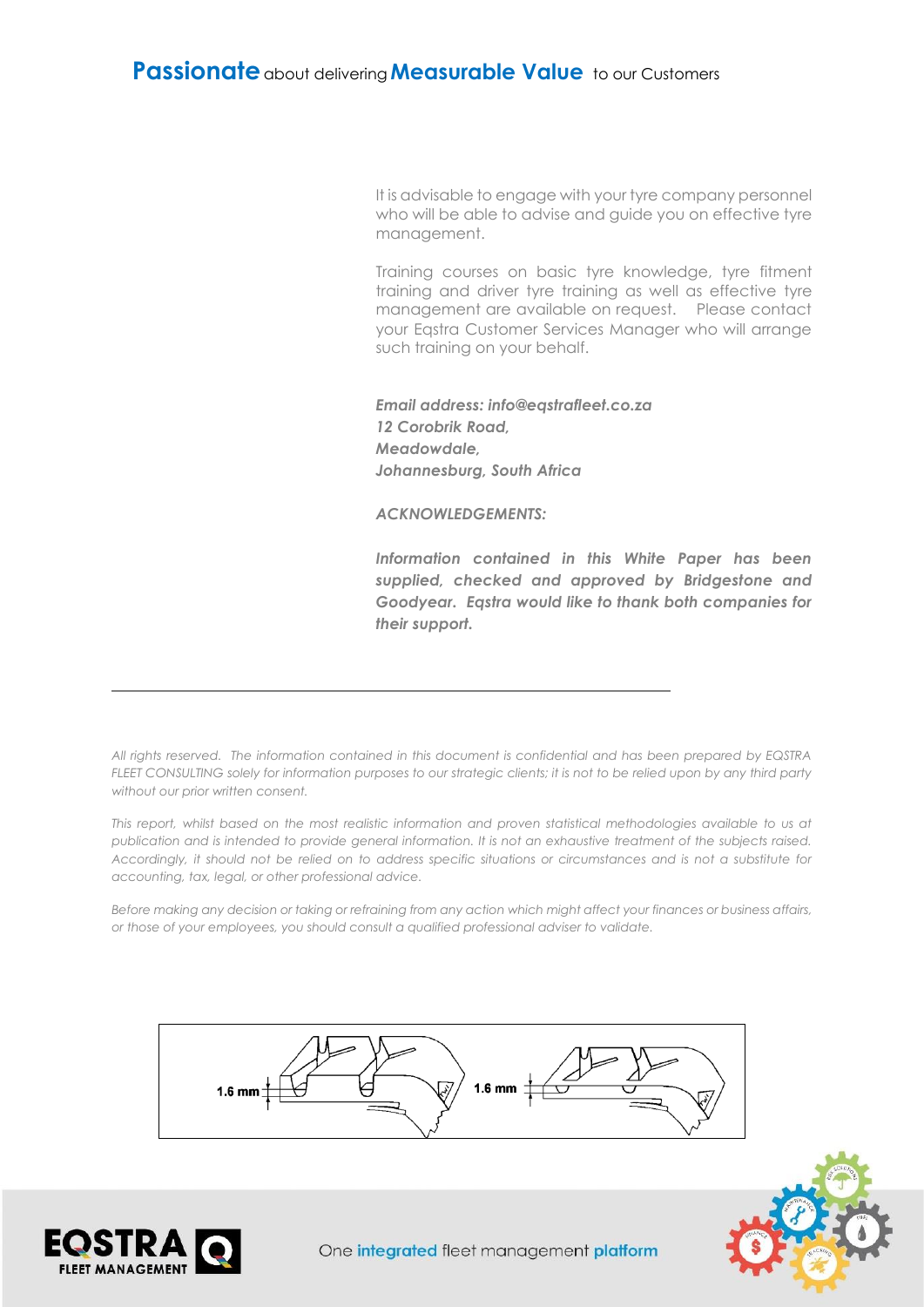It is advisable to engage with your tyre company personnel who will be able to advise and guide you on effective tyre management.

Training courses on basic tyre knowledge, tyre fitment training and driver tyre training as well as effective tyre management are available on request. Please contact your Eqstra Customer Services Manager who will arrange such training on your behalf.

***Email address: info@eqstrafleet.co.za***
***12 Corobrik Road,***
***Meadowdale,***
***Johannesburg, South Africa***

***ACKNOWLEDGEMENTS:***

***Information contained in this White Paper has been supplied, checked and approved by Bridgestone and Goodyear. Eqstra would like to thank both companies for their support.***

---

*All rights reserved. The information contained in this document is confidential and has been prepared by EQSTRA FLEET CONSULTING solely for information purposes to our strategic clients; it is not to be relied upon by any third party without our prior written consent.*

*This report, whilst based on the most realistic information and proven statistical methodologies available to us at publication and is intended to provide general information. It is not an exhaustive treatment of the subjects raised. Accordingly, it should not be relied on to address specific situations or circumstances and is not a substitute for accounting, tax, legal, or other professional advice.*

*Before making any decision or taking or refraining from any action which might affect your finances or business affairs, or those of your employees, you should consult a qualified professional adviser to validate.*

1.6 mm

1.6 mm